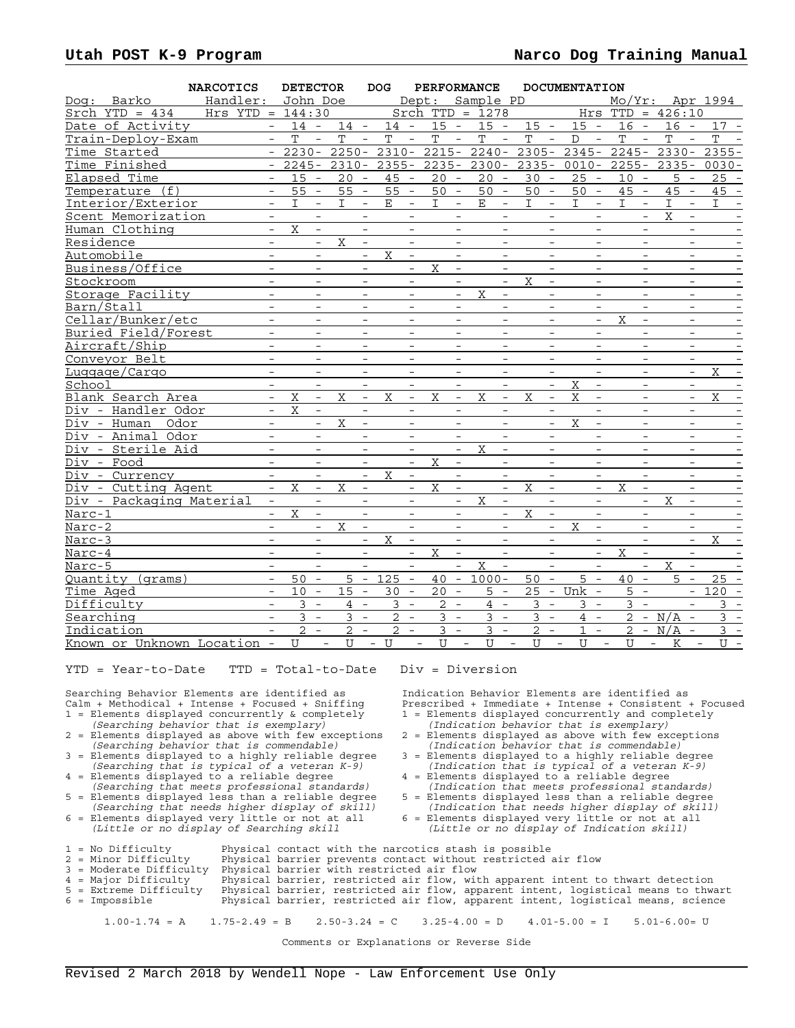## NARCOTICS DETECTOR DOG PERFORMANCE DOCUMENTATION

Dog: Barko    Handler: John Doe    Dept: Sample PD    Mo/Yr: Apr 1994

Srch YTD = 434    Hrs YTD = 144:30    Srch TTD = 1278    Hrs TTD = 426:10

| | | | | | | | | | | |
|---|---|---|---|---|---|---|---|---|---|---|
| Date of Activity | 14 | 14 | 14 | 15 | 15 | 15 | 15 | 16 | 16 | 17 |
| Train-Deploy-Exam | T | T | T | T | T | T | D | T | T | T |
| Time Started | 2230 | 2250 | 2310 | 2215 | 2240 | 2305 | 2345 | 2245 | 2330 | 2355 |
| Time Finished | 2245 | 2310 | 2355 | 2235 | 2300 | 2335 | 0010 | 2255 | 2335 | 0030 |
| Elapsed Time | 15 | 20 | 45 | 20 | 20 | 30 | 25 | 10 | 5 | 25 |
| Temperature (f) | 55 | 55 | 55 | 50 | 50 | 50 | 50 | 45 | 45 | 45 |
| Interior/Exterior | I | I | E | I | E | I | I | I | I | I |
| Scent Memorization | | | | | | | | | X | |
| Human Clothing | X | | | | | | | | | |
| Residence | | X | | | | | | | | |
| Automobile | | | X | | | | | | | |
| Business/Office | | | | X | | | | | | |
| Stockroom | | | | | | X | | | | |
| Storage Facility | | | | | X | | | | | |
| Barn/Stall | | | | | | | | | | |
| Cellar/Bunker/etc | | | | | | | | X | | |
| Buried Field/Forest | | | | | | | | | | |
| Aircraft/Ship | | | | | | | | | | |
| Conveyor Belt | | | | | | | | | | |
| Luggage/Cargo | | | | | | | | | | X |
| School | | | | | | | X | | | |
| Blank Search Area | X | X | X | X | X | X | X | | | X |
| Div - Handler Odor | X | | | | | | | | | |
| Div - Human Odor | | X | | | | | X | | | |
| Div - Animal Odor | | | | | | | | | | |
| Div - Sterile Aid | | | | | X | | | | | |
| Div - Food | | | | X | | | | | | |
| Div - Currency | | | X | | | | | | | |
| Div - Cutting Agent | X | X | | X | | X | | X | | |
| Div - Packaging Material | | | | | X | | | | X | |
| Narc-1 | X | | | | | X | | | | |
| Narc-2 | | X | | | | | X | | | |
| Narc-3 | | | X | | | | | | | X |
| Narc-4 | | | | X | | | | X | | |
| Narc-5 | | | | | X | | | | X | |
| Quantity (grams) | 50 | 5 | 125 | 40 | 1000 | 50 | 5 | 40 | 5 | 25 |
| Time Aged | 10 | 15 | 30 | 20 | 5 | 25 | Unk | 5 | | 120 |
| Difficulty | 3 | 4 | 3 | 2 | 4 | 3 | 3 | 3 | | 3 |
| Searching | 3 | 3 | 2 | 3 | 3 | 3 | 4 | 2 | N/A | 3 |
| Indication | 2 | 2 | 2 | 3 | 3 | 2 | 1 | 2 | N/A | 3 |
| Known or Unknown Location | U | U | U | U | U | U | U | U | K | U |

YTD = Year-to-Date    TTD = Total-to-Date    Div = Diversion

Searching Behavior Elements are identified as Calm + Methodical + Intense + Focused + Sniffing

1 = Elements displayed concurrently & completely
*(Searching behavior that is exemplary)*
2 = Elements displayed as above with few exceptions
*(Searching behavior that is commendable)*
3 = Elements displayed to a highly reliable degree
*(Searching that is typical of a veteran K-9)*
4 = Elements displayed to a reliable degree
*(Searching that meets professional standards)*
5 = Elements displayed less than a reliable degree
*(Searching that needs higher display of skill)*
6 = Elements displayed very little or not at all
*(Little or no display of Searching skill*

Indication Behavior Elements are identified as Prescribed + Immediate + Intense + Consistent + Focused

1 = Elements displayed concurrently and completely
*(Indication behavior that is exemplary)*
2 = Elements displayed as above with few exceptions
*(Indication behavior that is commendable)*
3 = Elements displayed to a highly reliable degree
*(Indication that is typical of a veteran K-9)*
4 = Elements displayed to a reliable degree
*(Indication that meets professional standards)*
5 = Elements displayed less than a reliable degree
*(Indication that needs higher display of skill)*
6 = Elements displayed very little or not at all
*(Little or no display of Indication skill)*

1 = No Difficulty — Physical contact with the narcotics stash is possible
2 = Minor Difficulty — Physical barrier prevents contact without restricted air flow
3 = Moderate Difficulty — Physical barrier with restricted air flow
4 = Major Difficulty — Physical barrier, restricted air flow, with apparent intent to thwart detection
5 = Extreme Difficulty — Physical barrier, restricted air flow, apparent intent, logistical means to thwart
6 = Impossible — Physical barrier, restricted air flow, apparent intent, logistical means, science

1.00-1.74 = A    1.75-2.49 = B    2.50-3.24 = C    3.25-4.00 = D    4.01-5.00 = I    5.01-6.00= U

Comments or Explanations or Reverse Side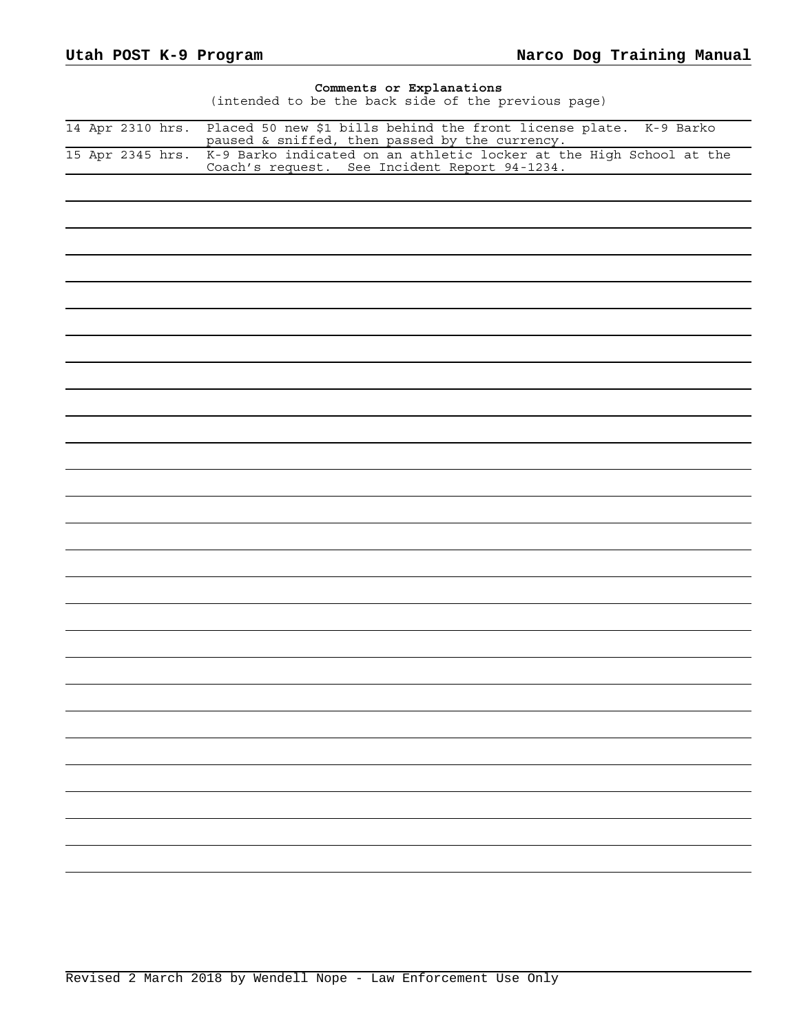**Comments or Explanations**

(intended to be the back side of the previous page)

| | |
|---|---|
| 14 Apr 2310 hrs. | Placed 50 new $1 bills behind the front license plate. K-9 Barko paused & sniffed, then passed by the currency. |
| 15 Apr 2345 hrs. | K-9 Barko indicated on an athletic locker at the High School at the Coach's request. See Incident Report 94-1234. |
| | |
| | |
| | |
| | |
| | |
| | |
| | |
| | |
| | |
| | |
| | |
| | |
| | |
| | |
| | |
| | |
| | |
| | |
| | |
| | |
| | |
| | |
| | |
| | |
| | |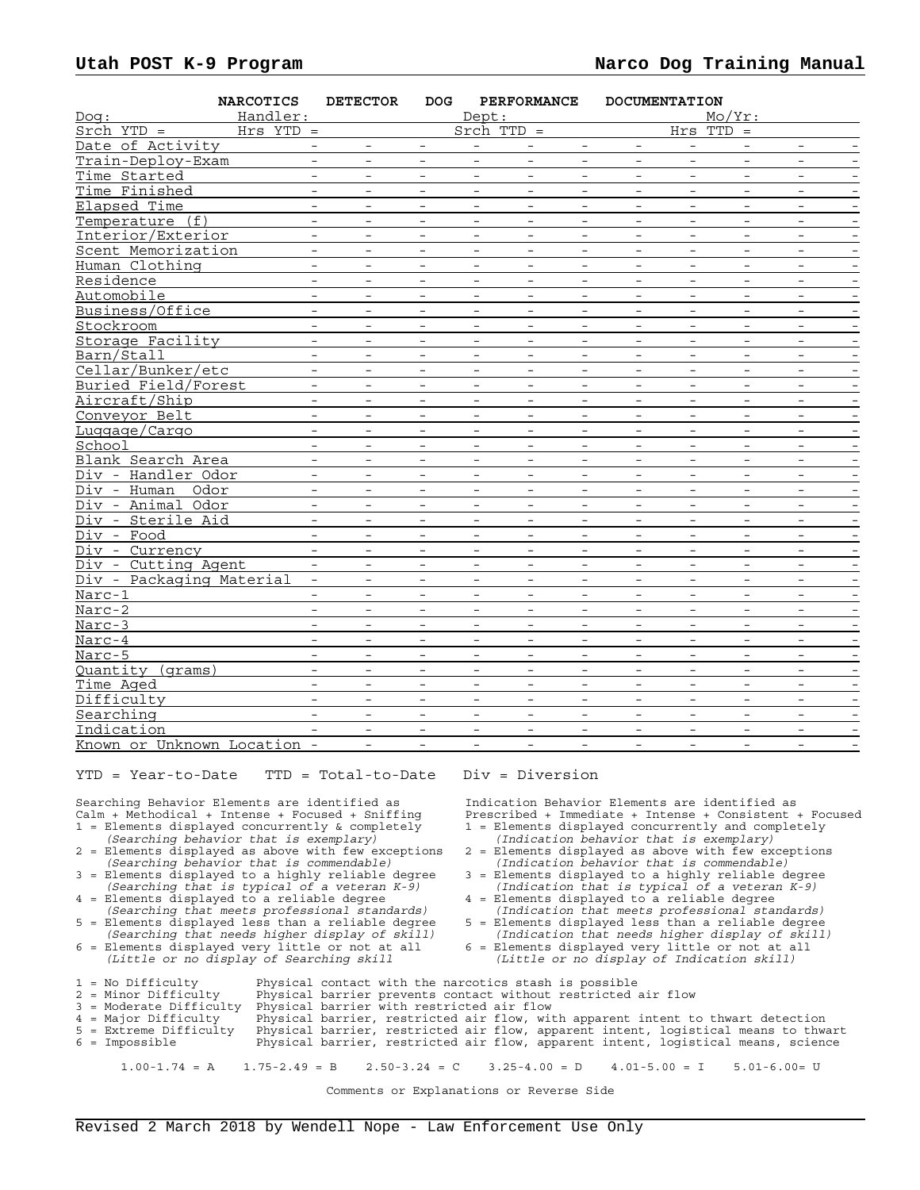## NARCOTICS DETECTOR DOG PERFORMANCE DOCUMENTATION

Dog: Handler: Dept: Mo/Yr:

Srch YTD = Hrs YTD = Srch TTD = Hrs TTD =

| | | | | | | | | | | |
|---|---|---|---|---|---|---|---|---|---|---|
| Date of Activity | - | - | - | - | - | - | - | - | - | - |
| Train-Deploy-Exam | - | - | - | - | - | - | - | - | - | - |
| Time Started | - | - | - | - | - | - | - | - | - | - |
| Time Finished | - | - | - | - | - | - | - | - | - | - |
| Elapsed Time | - | - | - | - | - | - | - | - | - | - |
| Temperature (f) | - | - | - | - | - | - | - | - | - | - |
| Interior/Exterior | - | - | - | - | - | - | - | - | - | - |
| Scent Memorization | - | - | - | - | - | - | - | - | - | - |
| Human Clothing | - | - | - | - | - | - | - | - | - | - |
| Residence | - | - | - | - | - | - | - | - | - | - |
| Automobile | - | - | - | - | - | - | - | - | - | - |
| Business/Office | - | - | - | - | - | - | - | - | - | - |
| Stockroom | - | - | - | - | - | - | - | - | - | - |
| Storage Facility | - | - | - | - | - | - | - | - | - | - |
| Barn/Stall | - | - | - | - | - | - | - | - | - | - |
| Cellar/Bunker/etc | - | - | - | - | - | - | - | - | - | - |
| Buried Field/Forest | - | - | - | - | - | - | - | - | - | - |
| Aircraft/Ship | - | - | - | - | - | - | - | - | - | - |
| Conveyor Belt | - | - | - | - | - | - | - | - | - | - |
| Luggage/Cargo | - | - | - | - | - | - | - | - | - | - |
| School | - | - | - | - | - | - | - | - | - | - |
| Blank Search Area | - | - | - | - | - | - | - | - | - | - |
| Div - Handler Odor | - | - | - | - | - | - | - | - | - | - |
| Div - Human Odor | - | - | - | - | - | - | - | - | - | - |
| Div - Animal Odor | - | - | - | - | - | - | - | - | - | - |
| Div - Sterile Aid | - | - | - | - | - | - | - | - | - | - |
| Div - Food | - | - | - | - | - | - | - | - | - | - |
| Div - Currency | - | - | - | - | - | - | - | - | - | - |
| Div - Cutting Agent | - | - | - | - | - | - | - | - | - | - |
| Div - Packaging Material | - | - | - | - | - | - | - | - | - | - |
| Narc-1 | - | - | - | - | - | - | - | - | - | - |
| Narc-2 | - | - | - | - | - | - | - | - | - | - |
| Narc-3 | - | - | - | - | - | - | - | - | - | - |
| Narc-4 | - | - | - | - | - | - | - | - | - | - |
| Narc-5 | - | - | - | - | - | - | - | - | - | - |
| Quantity (grams) | - | - | - | - | - | - | - | - | - | - |
| Time Aged | - | - | - | - | - | - | - | - | - | - |
| Difficulty | - | - | - | - | - | - | - | - | - | - |
| Searching | - | - | - | - | - | - | - | - | - | - |
| Indication | - | - | - | - | - | - | - | - | - | - |
| Known or Unknown Location | - | - | - | - | - | - | - | - | - | - |

YTD = Year-to-Date TTD = Total-to-Date Div = Diversion

Searching Behavior Elements are identified as Calm + Methodical + Intense + Focused + Sniffing

1 = Elements displayed concurrently & completely
*(Searching behavior that is exemplary)*
2 = Elements displayed as above with few exceptions
*(Searching behavior that is commendable)*
3 = Elements displayed to a highly reliable degree
*(Searching that is typical of a veteran K-9)*
4 = Elements displayed to a reliable degree
*(Searching that meets professional standards)*
5 = Elements displayed less than a reliable degree
*(Searching that needs higher display of skill)*
6 = Elements displayed very little or not at all
*(Little or no display of Searching skill*

Indication Behavior Elements are identified as Prescribed + Immediate + Intense + Consistent + Focused

1 = Elements displayed concurrently and completely
*(Indication behavior that is exemplary)*
2 = Elements displayed as above with few exceptions
*(Indication behavior that is commendable)*
3 = Elements displayed to a highly reliable degree
*(Indication that is typical of a veteran K-9)*
4 = Elements displayed to a reliable degree
*(Indication that meets professional standards)*
5 = Elements displayed less than a reliable degree
*(Indication that needs higher display of skill)*
6 = Elements displayed very little or not at all
*(Little or no display of Indication skill)*

1 = No Difficulty — Physical contact with the narcotics stash is possible
2 = Minor Difficulty — Physical barrier prevents contact without restricted air flow
3 = Moderate Difficulty — Physical barrier with restricted air flow
4 = Major Difficulty — Physical barrier, restricted air flow, with apparent intent to thwart detection
5 = Extreme Difficulty — Physical barrier, restricted air flow, apparent intent, logistical means to thwart
6 = Impossible — Physical barrier, restricted air flow, apparent intent, logistical means, science

1.00-1.74 = A 1.75-2.49 = B 2.50-3.24 = C 3.25-4.00 = D 4.01-5.00 = I 5.01-6.00= U

Comments or Explanations or Reverse Side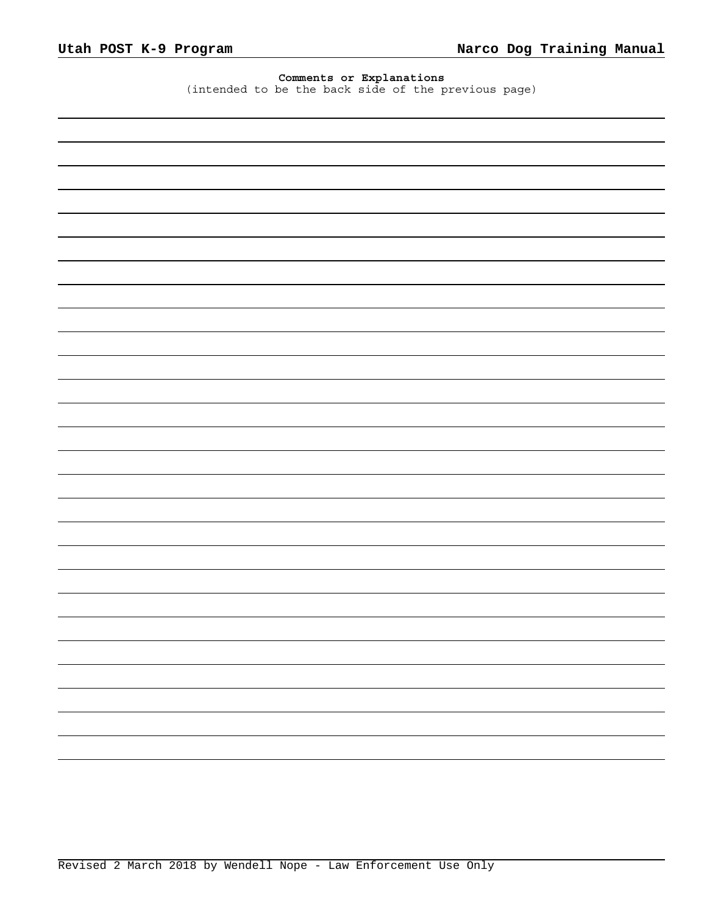**Comments or Explanations**
(intended to be the back side of the previous page)